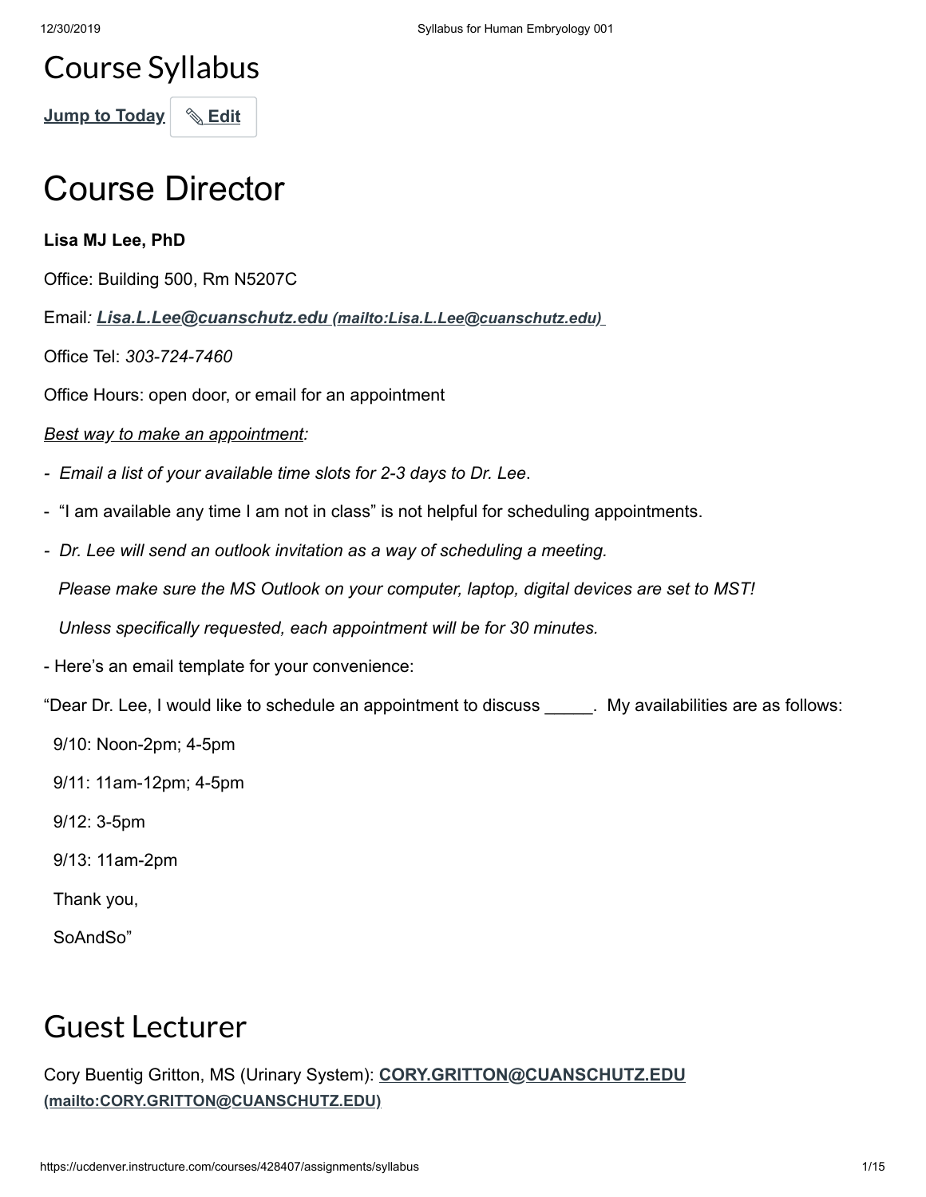# Course Syllabus

Jump to Today | ✎ Edit

# Course Director

**Lisa MJ Lee, PhD**

Office: Building 500, Rm N5207C

Email*: [Lisa.L.Lee@cuanschutz.edu](mailto:Lisa.L.Lee@cuanschutz.edu) (mailto:Lisa.L.Lee@cuanschutz.edu)*

Office Tel: *303-724-7460*

Office Hours: open door, or email for an appointment

*Best way to make an appointment:*

- *Email a list of your available time slots for 2-3 days to Dr. Lee*.
- "I am available any time I am not in class" is not helpful for scheduling appointments.
- *Dr. Lee will send an outlook invitation as a way of scheduling a meeting.*

  *Please make sure the MS Outlook on your computer, laptop, digital devices are set to MST!*

  *Unless specifically requested, each appointment will be for 30 minutes.*
- Here's an email template for your convenience:

"Dear Dr. Lee, I would like to schedule an appointment to discuss _____. My availabilities are as follows:

9/10: Noon-2pm; 4-5pm

9/11: 11am-12pm; 4-5pm

9/12: 3-5pm

9/13: 11am-2pm

Thank you,

SoAndSo"

# Guest Lecturer

Cory Buentig Gritton, MS (Urinary System): [CORY.GRITTON@CUANSCHUTZ.EDU](mailto:CORY.GRITTON@CUANSCHUTZ.EDU) (mailto:CORY.GRITTON@CUANSCHUTZ.EDU)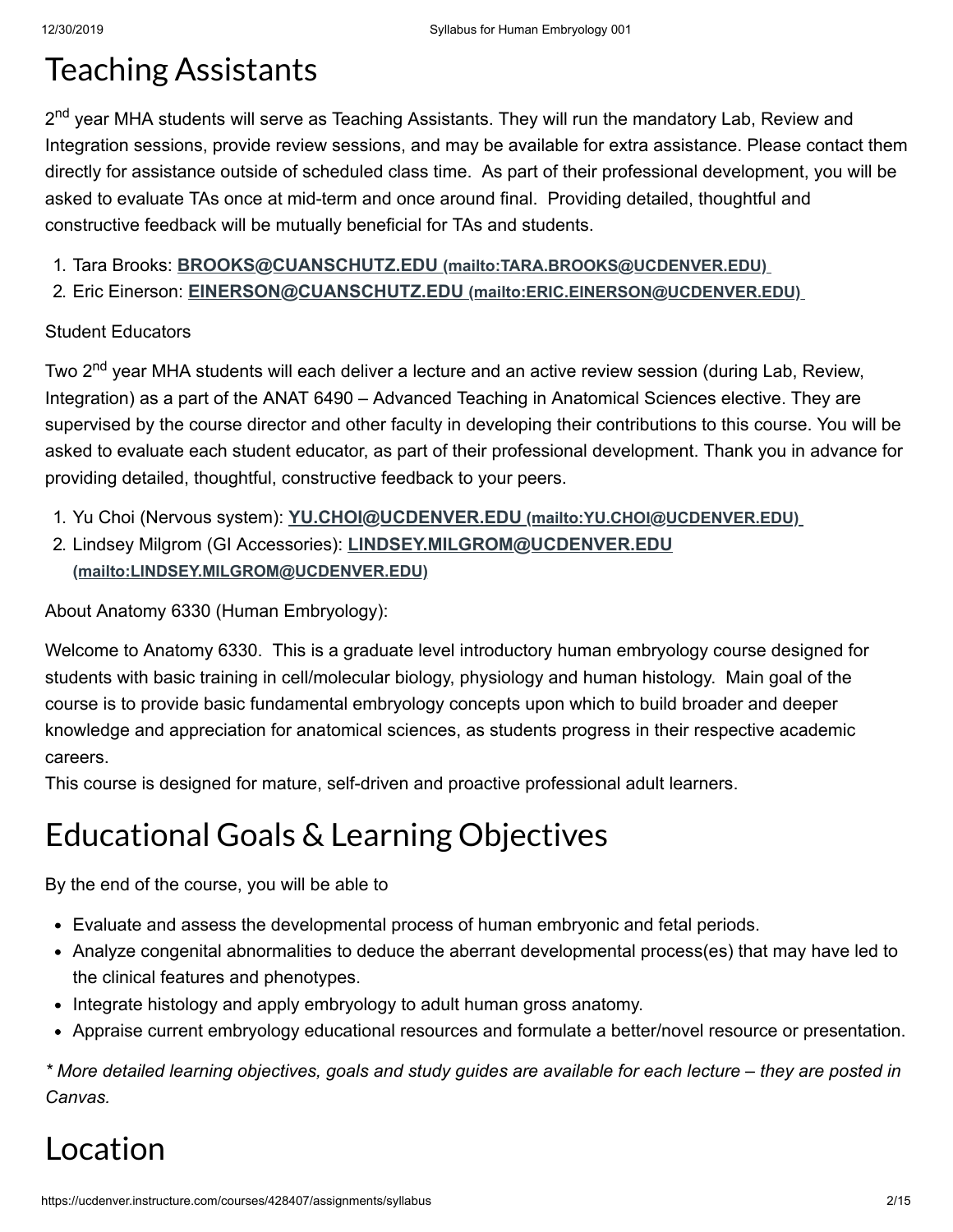# Teaching Assistants

2nd year MHA students will serve as Teaching Assistants. They will run the mandatory Lab, Review and Integration sessions, provide review sessions, and may be available for extra assistance. Please contact them directly for assistance outside of scheduled class time. As part of their professional development, you will be asked to evaluate TAs once at mid-term and once around final. Providing detailed, thoughtful and constructive feedback will be mutually beneficial for TAs and students.

1. Tara Brooks: **BROOKS@CUANSCHUTZ.EDU (mailto:TARA.BROOKS@UCDENVER.EDU)**
2. Eric Einerson: **EINERSON@CUANSCHUTZ.EDU (mailto:ERIC.EINERSON@UCDENVER.EDU)**

Student Educators

Two 2nd year MHA students will each deliver a lecture and an active review session (during Lab, Review, Integration) as a part of the ANAT 6490 – Advanced Teaching in Anatomical Sciences elective. They are supervised by the course director and other faculty in developing their contributions to this course. You will be asked to evaluate each student educator, as part of their professional development. Thank you in advance for providing detailed, thoughtful, constructive feedback to your peers.

1. Yu Choi (Nervous system): **YU.CHOI@UCDENVER.EDU (mailto:YU.CHOI@UCDENVER.EDU)**
2. Lindsey Milgrom (GI Accessories): **LINDSEY.MILGROM@UCDENVER.EDU (mailto:LINDSEY.MILGROM@UCDENVER.EDU)**

About Anatomy 6330 (Human Embryology):

Welcome to Anatomy 6330. This is a graduate level introductory human embryology course designed for students with basic training in cell/molecular biology, physiology and human histology. Main goal of the course is to provide basic fundamental embryology concepts upon which to build broader and deeper knowledge and appreciation for anatomical sciences, as students progress in their respective academic careers.
This course is designed for mature, self-driven and proactive professional adult learners.

# Educational Goals & Learning Objectives

By the end of the course, you will be able to

- Evaluate and assess the developmental process of human embryonic and fetal periods.
- Analyze congenital abnormalities to deduce the aberrant developmental process(es) that may have led to the clinical features and phenotypes.
- Integrate histology and apply embryology to adult human gross anatomy.
- Appraise current embryology educational resources and formulate a better/novel resource or presentation.

*\* More detailed learning objectives, goals and study guides are available for each lecture – they are posted in Canvas.*

# Location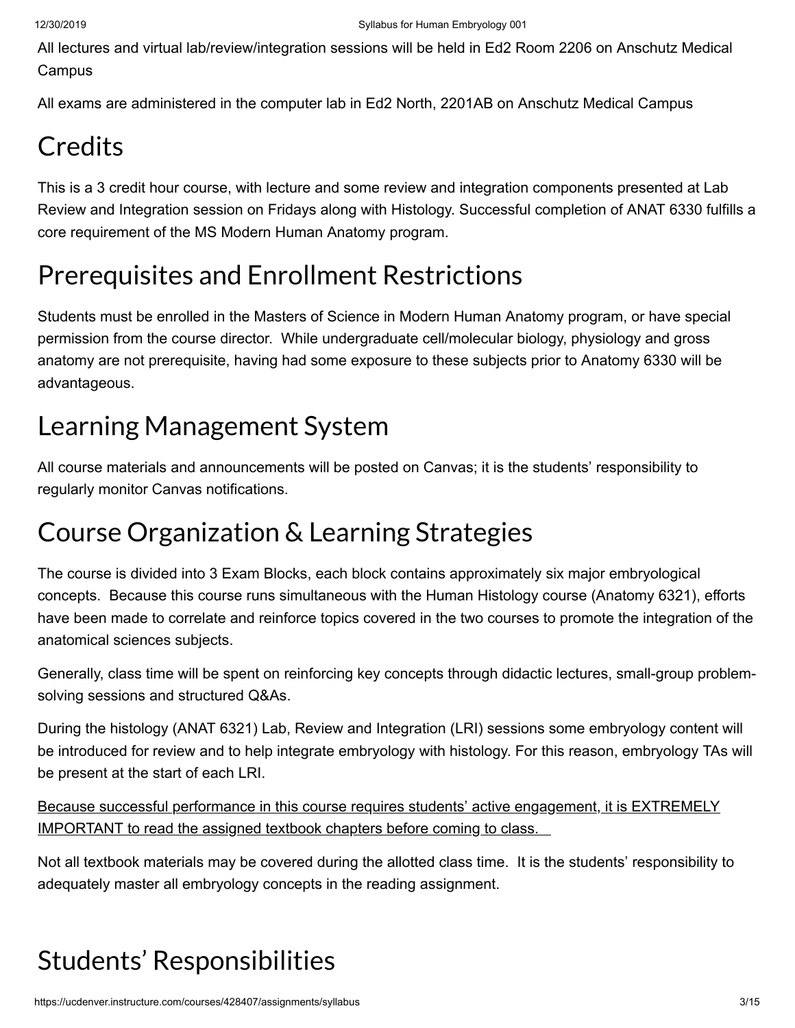All lectures and virtual lab/review/integration sessions will be held in Ed2 Room 2206 on Anschutz Medical Campus

All exams are administered in the computer lab in Ed2 North, 2201AB on Anschutz Medical Campus

# Credits

This is a 3 credit hour course, with lecture and some review and integration components presented at Lab Review and Integration session on Fridays along with Histology. Successful completion of ANAT 6330 fulfills a core requirement of the MS Modern Human Anatomy program.

# Prerequisites and Enrollment Restrictions

Students must be enrolled in the Masters of Science in Modern Human Anatomy program, or have special permission from the course director. While undergraduate cell/molecular biology, physiology and gross anatomy are not prerequisite, having had some exposure to these subjects prior to Anatomy 6330 will be advantageous.

# Learning Management System

All course materials and announcements will be posted on Canvas; it is the students' responsibility to regularly monitor Canvas notifications.

# Course Organization & Learning Strategies

The course is divided into 3 Exam Blocks, each block contains approximately six major embryological concepts. Because this course runs simultaneous with the Human Histology course (Anatomy 6321), efforts have been made to correlate and reinforce topics covered in the two courses to promote the integration of the anatomical sciences subjects.

Generally, class time will be spent on reinforcing key concepts through didactic lectures, small-group problem-solving sessions and structured Q&As.

During the histology (ANAT 6321) Lab, Review and Integration (LRI) sessions some embryology content will be introduced for review and to help integrate embryology with histology. For this reason, embryology TAs will be present at the start of each LRI.

<u>Because successful performance in this course requires students' active engagement, it is EXTREMELY IMPORTANT to read the assigned textbook chapters before coming to class.</u>

Not all textbook materials may be covered during the allotted class time. It is the students' responsibility to adequately master all embryology concepts in the reading assignment.

# Students' Responsibilities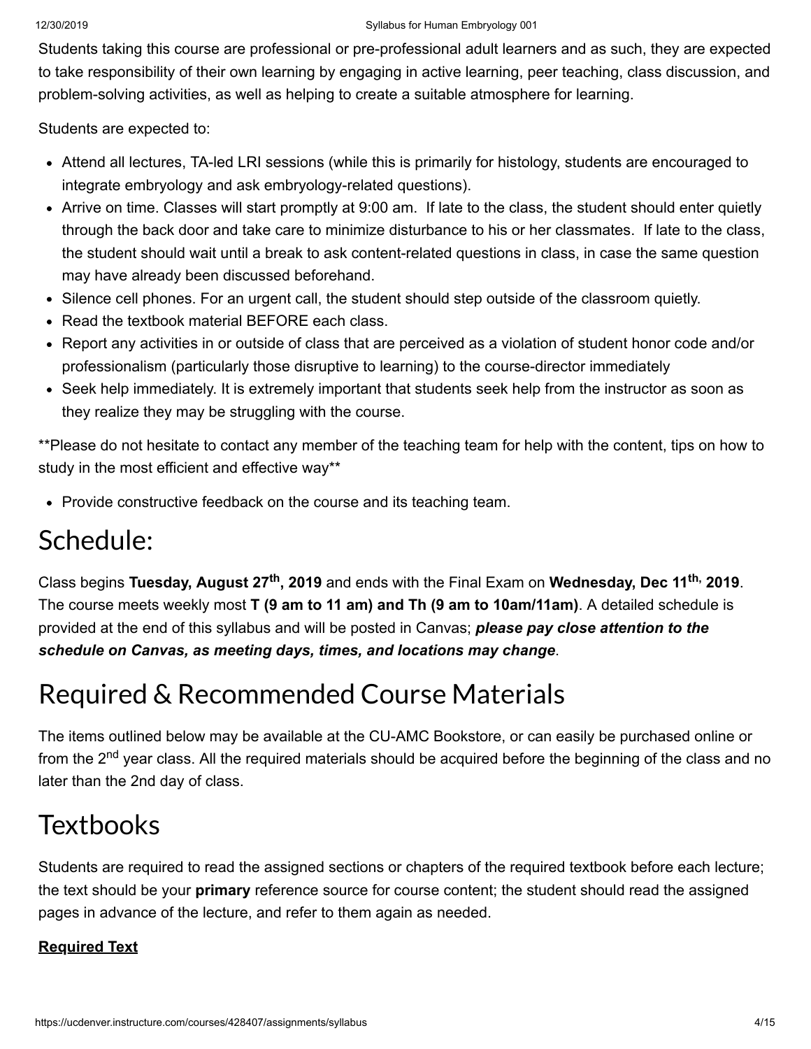Students taking this course are professional or pre-professional adult learners and as such, they are expected to take responsibility of their own learning by engaging in active learning, peer teaching, class discussion, and problem-solving activities, as well as helping to create a suitable atmosphere for learning.

Students are expected to:

- Attend all lectures, TA-led LRI sessions (while this is primarily for histology, students are encouraged to integrate embryology and ask embryology-related questions).
- Arrive on time. Classes will start promptly at 9:00 am. If late to the class, the student should enter quietly through the back door and take care to minimize disturbance to his or her classmates. If late to the class, the student should wait until a break to ask content-related questions in class, in case the same question may have already been discussed beforehand.
- Silence cell phones. For an urgent call, the student should step outside of the classroom quietly.
- Read the textbook material BEFORE each class.
- Report any activities in or outside of class that are perceived as a violation of student honor code and/or professionalism (particularly those disruptive to learning) to the course-director immediately
- Seek help immediately. It is extremely important that students seek help from the instructor as soon as they realize they may be struggling with the course.

**Please do not hesitate to contact any member of the teaching team for help with the content, tips on how to study in the most efficient and effective way**

- Provide constructive feedback on the course and its teaching team.

# Schedule:

Class begins **Tuesday, August 27th, 2019** and ends with the Final Exam on **Wednesday, Dec 11th, 2019**. The course meets weekly most **T (9 am to 11 am) and Th (9 am to 10am/11am)**. A detailed schedule is provided at the end of this syllabus and will be posted in Canvas; ***please pay close attention to the schedule on Canvas, as meeting days, times, and locations may change***.

# Required & Recommended Course Materials

The items outlined below may be available at the CU-AMC Bookstore, or can easily be purchased online or from the 2nd year class. All the required materials should be acquired before the beginning of the class and no later than the 2nd day of class.

# Textbooks

Students are required to read the assigned sections or chapters of the required textbook before each lecture; the text should be your **primary** reference source for course content; the student should read the assigned pages in advance of the lecture, and refer to them again as needed.

**Required Text**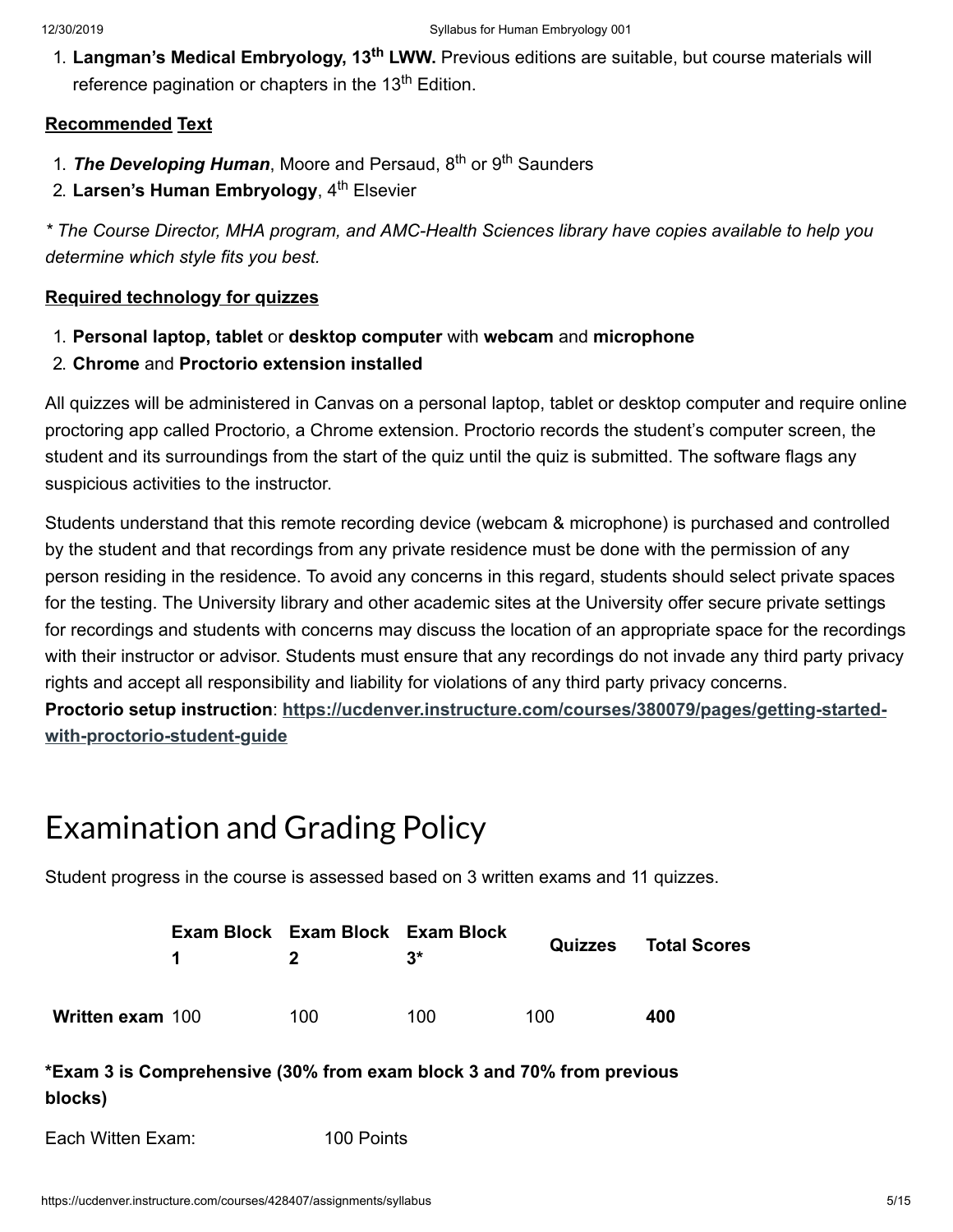1. **Langman's Medical Embryology, 13th LWW.** Previous editions are suitable, but course materials will reference pagination or chapters in the 13th Edition.

**Recommended Text**

1. ***The Developing Human***, Moore and Persaud, 8th or 9th Saunders
2. **Larsen's Human Embryology**, 4th Elsevier

*\* The Course Director, MHA program, and AMC-Health Sciences library have copies available to help you determine which style fits you best.*

**Required technology for quizzes**

1. **Personal laptop, tablet** or **desktop computer** with **webcam** and **microphone**
2. **Chrome** and **Proctorio extension installed**

All quizzes will be administered in Canvas on a personal laptop, tablet or desktop computer and require online proctoring app called Proctorio, a Chrome extension. Proctorio records the student's computer screen, the student and its surroundings from the start of the quiz until the quiz is submitted. The software flags any suspicious activities to the instructor.

Students understand that this remote recording device (webcam & microphone) is purchased and controlled by the student and that recordings from any private residence must be done with the permission of any person residing in the residence. To avoid any concerns in this regard, students should select private spaces for the testing. The University library and other academic sites at the University offer secure private settings for recordings and students with concerns may discuss the location of an appropriate space for the recordings with their instructor or advisor. Students must ensure that any recordings do not invade any third party privacy rights and accept all responsibility and liability for violations of any third party privacy concerns.
**Proctorio setup instruction**: https://ucdenver.instructure.com/courses/380079/pages/getting-started-with-proctorio-student-guide

# Examination and Grading Policy

Student progress in the course is assessed based on 3 written exams and 11 quizzes.

| | Exam Block 1 | Exam Block 2 | Exam Block 3* | Quizzes | Total Scores |
|---|---|---|---|---|---|
| **Written exam** | 100 | 100 | 100 | 100 | **400** |

**\*Exam 3 is Comprehensive (30% from exam block 3 and 70% from previous blocks)**

Each Witten Exam: 100 Points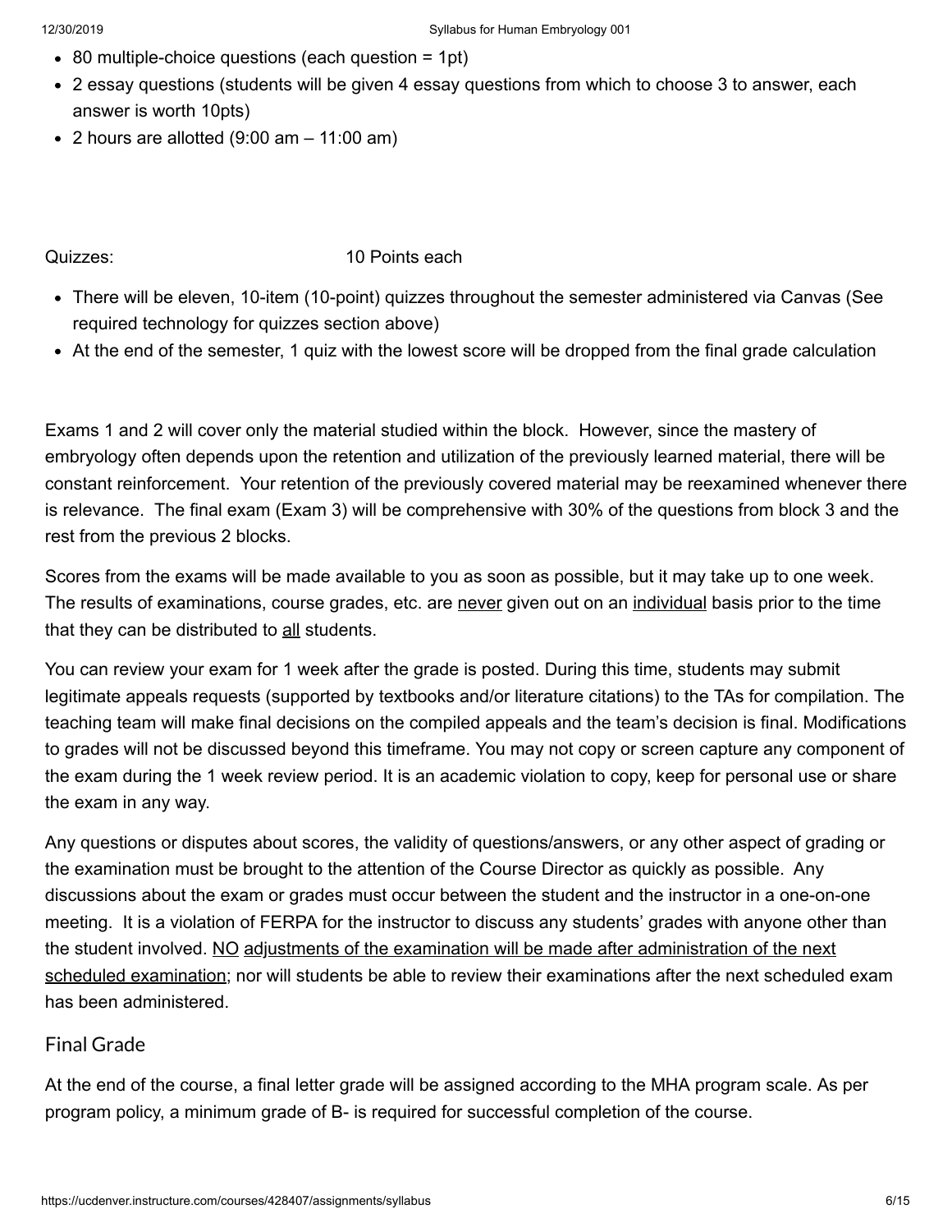- 80 multiple-choice questions (each question = 1pt)
- 2 essay questions (students will be given 4 essay questions from which to choose 3 to answer, each answer is worth 10pts)
- 2 hours are allotted (9:00 am – 11:00 am)

Quizzes: 10 Points each

- There will be eleven, 10-item (10-point) quizzes throughout the semester administered via Canvas (See required technology for quizzes section above)
- At the end of the semester, 1 quiz with the lowest score will be dropped from the final grade calculation

Exams 1 and 2 will cover only the material studied within the block. However, since the mastery of embryology often depends upon the retention and utilization of the previously learned material, there will be constant reinforcement. Your retention of the previously covered material may be reexamined whenever there is relevance. The final exam (Exam 3) will be comprehensive with 30% of the questions from block 3 and the rest from the previous 2 blocks.

Scores from the exams will be made available to you as soon as possible, but it may take up to one week. The results of examinations, course grades, etc. are <u>never</u> given out on an <u>individual</u> basis prior to the time that they can be distributed to <u>all</u> students.

You can review your exam for 1 week after the grade is posted. During this time, students may submit legitimate appeals requests (supported by textbooks and/or literature citations) to the TAs for compilation. The teaching team will make final decisions on the compiled appeals and the team's decision is final. Modifications to grades will not be discussed beyond this timeframe. You may not copy or screen capture any component of the exam during the 1 week review period. It is an academic violation to copy, keep for personal use or share the exam in any way.

Any questions or disputes about scores, the validity of questions/answers, or any other aspect of grading or the examination must be brought to the attention of the Course Director as quickly as possible. Any discussions about the exam or grades must occur between the student and the instructor in a one-on-one meeting. It is a violation of FERPA for the instructor to discuss any students' grades with anyone other than the student involved. <u>NO adjustments of the examination will be made after administration of the next scheduled examination</u>; nor will students be able to review their examinations after the next scheduled exam has been administered.

## Final Grade

At the end of the course, a final letter grade will be assigned according to the MHA program scale. As per program policy, a minimum grade of B- is required for successful completion of the course.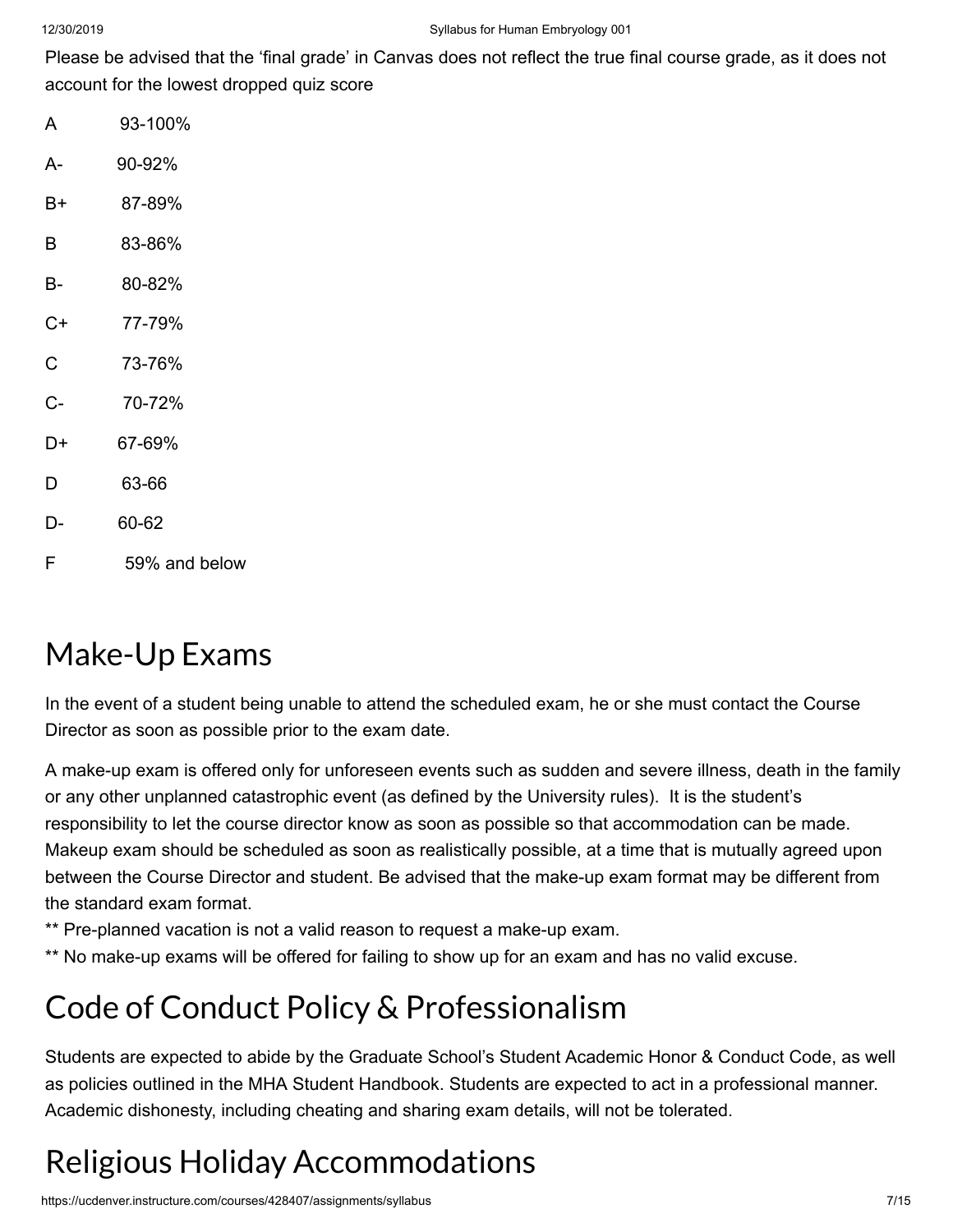Please be advised that the 'final grade' in Canvas does not reflect the true final course grade, as it does not account for the lowest dropped quiz score

| | |
|---|---|
| A | 93-100% |
| A- | 90-92% |
| B+ | 87-89% |
| B | 83-86% |
| B- | 80-82% |
| C+ | 77-79% |
| C | 73-76% |
| C- | 70-72% |
| D+ | 67-69% |
| D | 63-66 |
| D- | 60-62 |
| F | 59% and below |

# Make-Up Exams

In the event of a student being unable to attend the scheduled exam, he or she must contact the Course Director as soon as possible prior to the exam date.

A make-up exam is offered only for unforeseen events such as sudden and severe illness, death in the family or any other unplanned catastrophic event (as defined by the University rules). It is the student's responsibility to let the course director know as soon as possible so that accommodation can be made. Makeup exam should be scheduled as soon as realistically possible, at a time that is mutually agreed upon between the Course Director and student. Be advised that the make-up exam format may be different from the standard exam format.

** Pre-planned vacation is not a valid reason to request a make-up exam.

** No make-up exams will be offered for failing to show up for an exam and has no valid excuse.

# Code of Conduct Policy & Professionalism

Students are expected to abide by the Graduate School's Student Academic Honor & Conduct Code, as well as policies outlined in the MHA Student Handbook. Students are expected to act in a professional manner. Academic dishonesty, including cheating and sharing exam details, will not be tolerated.

# Religious Holiday Accommodations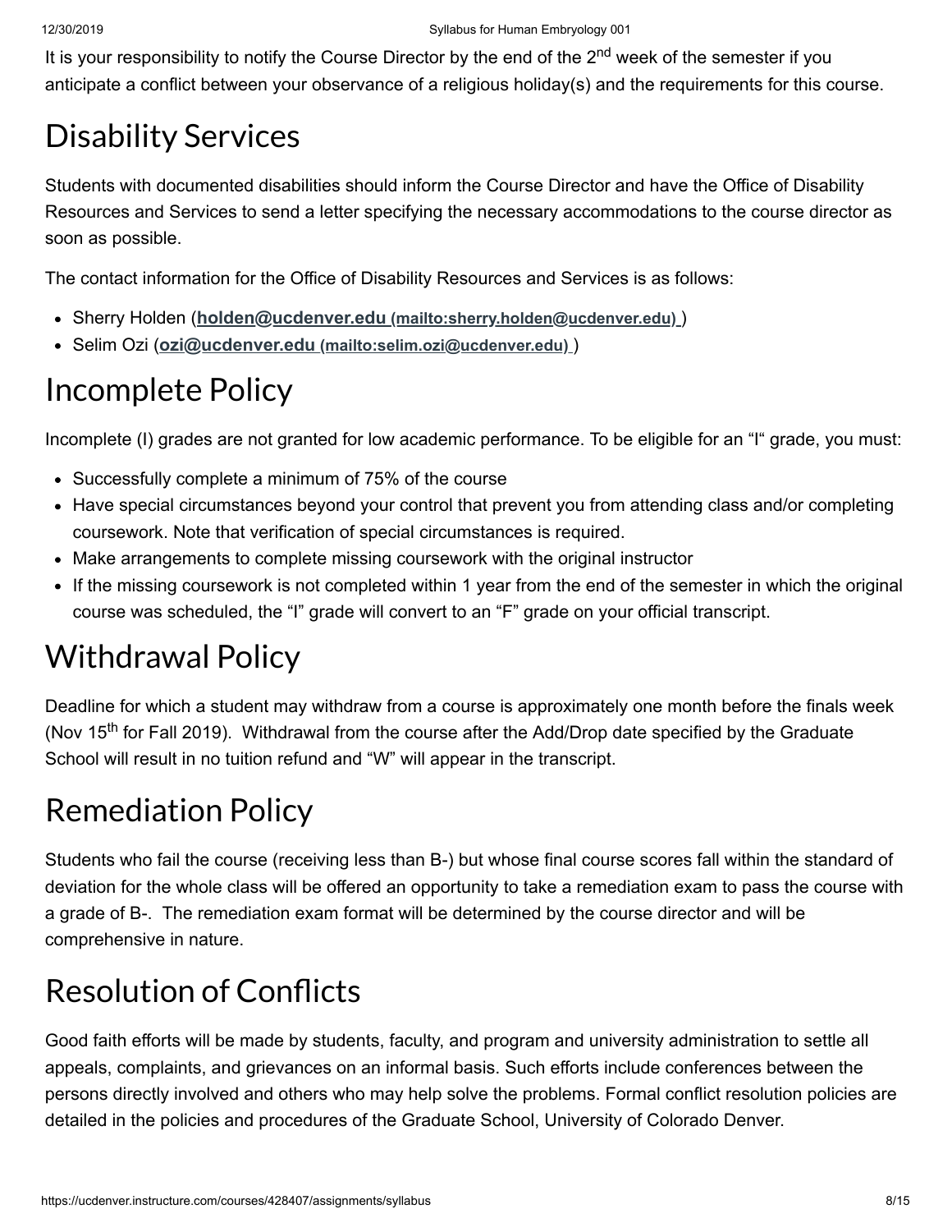It is your responsibility to notify the Course Director by the end of the 2nd week of the semester if you anticipate a conflict between your observance of a religious holiday(s) and the requirements for this course.

# Disability Services

Students with documented disabilities should inform the Course Director and have the Office of Disability Resources and Services to send a letter specifying the necessary accommodations to the course director as soon as possible.

The contact information for the Office of Disability Resources and Services is as follows:

- Sherry Holden (**holden@ucdenver.edu (mailto:sherry.holden@ucdenver.edu)** )
- Selim Ozi (**ozi@ucdenver.edu (mailto:selim.ozi@ucdenver.edu)** )

# Incomplete Policy

Incomplete (I) grades are not granted for low academic performance. To be eligible for an "I" grade, you must:

- Successfully complete a minimum of 75% of the course
- Have special circumstances beyond your control that prevent you from attending class and/or completing coursework. Note that verification of special circumstances is required.
- Make arrangements to complete missing coursework with the original instructor
- If the missing coursework is not completed within 1 year from the end of the semester in which the original course was scheduled, the "I" grade will convert to an "F" grade on your official transcript.

# Withdrawal Policy

Deadline for which a student may withdraw from a course is approximately one month before the finals week (Nov 15th for Fall 2019). Withdrawal from the course after the Add/Drop date specified by the Graduate School will result in no tuition refund and "W" will appear in the transcript.

# Remediation Policy

Students who fail the course (receiving less than B-) but whose final course scores fall within the standard of deviation for the whole class will be offered an opportunity to take a remediation exam to pass the course with a grade of B-. The remediation exam format will be determined by the course director and will be comprehensive in nature.

# Resolution of Conflicts

Good faith efforts will be made by students, faculty, and program and university administration to settle all appeals, complaints, and grievances on an informal basis. Such efforts include conferences between the persons directly involved and others who may help solve the problems. Formal conflict resolution policies are detailed in the policies and procedures of the Graduate School, University of Colorado Denver.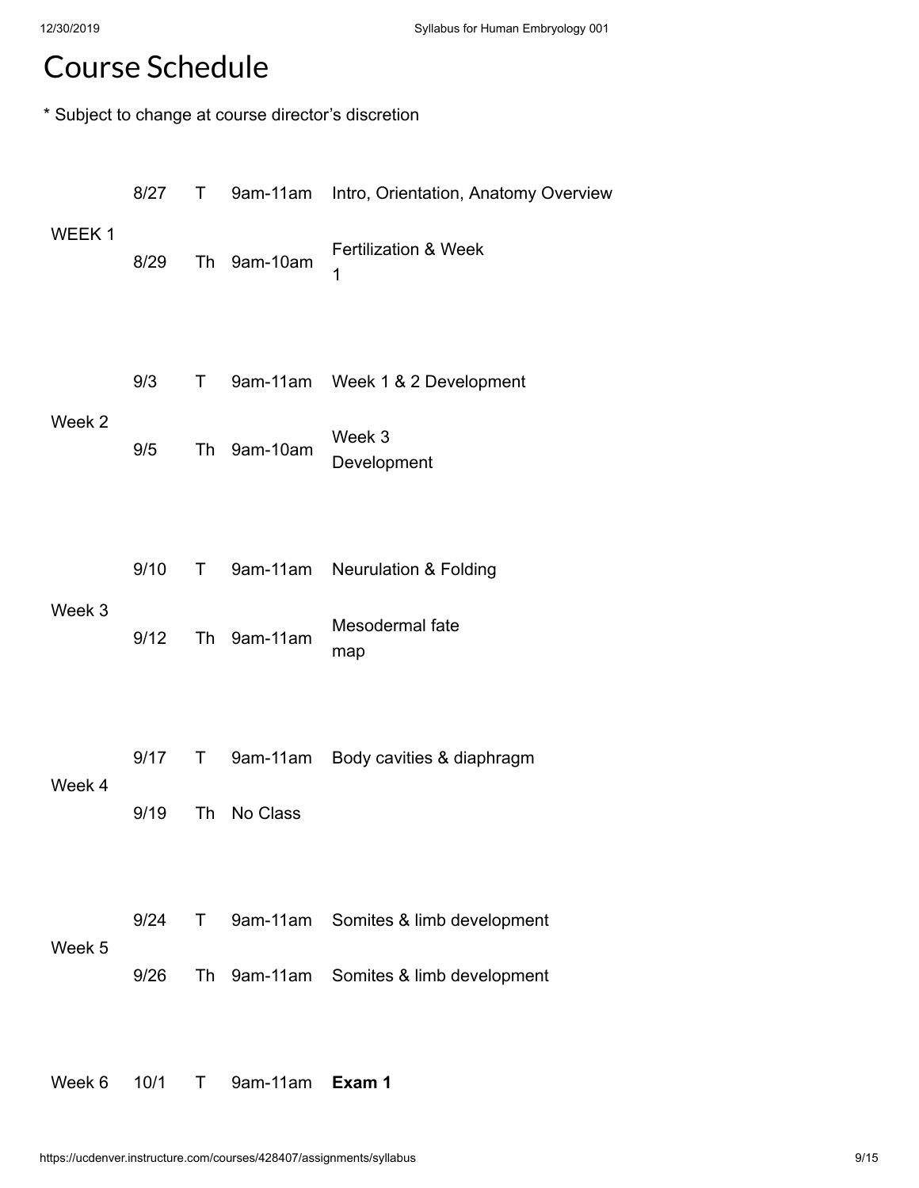# Course Schedule

* Subject to change at course director's discretion

| Week | Date | Day | Time | Topic |
| --- | --- | --- | --- | --- |
| WEEK 1 | 8/27 | T | 9am-11am | Intro, Orientation, Anatomy Overview |
| | 8/29 | Th | 9am-10am | Fertilization & Week 1 |
| Week 2 | 9/3 | T | 9am-11am | Week 1 & 2 Development |
| | 9/5 | Th | 9am-10am | Week 3 Development |
| Week 3 | 9/10 | T | 9am-11am | Neurulation & Folding |
| | 9/12 | Th | 9am-11am | Mesodermal fate map |
| Week 4 | 9/17 | T | 9am-11am | Body cavities & diaphragm |
| | 9/19 | Th | No Class | |
| Week 5 | 9/24 | T | 9am-11am | Somites & limb development |
| | 9/26 | Th | 9am-11am | Somites & limb development |
| Week 6 | 10/1 | T | 9am-11am | **Exam 1** |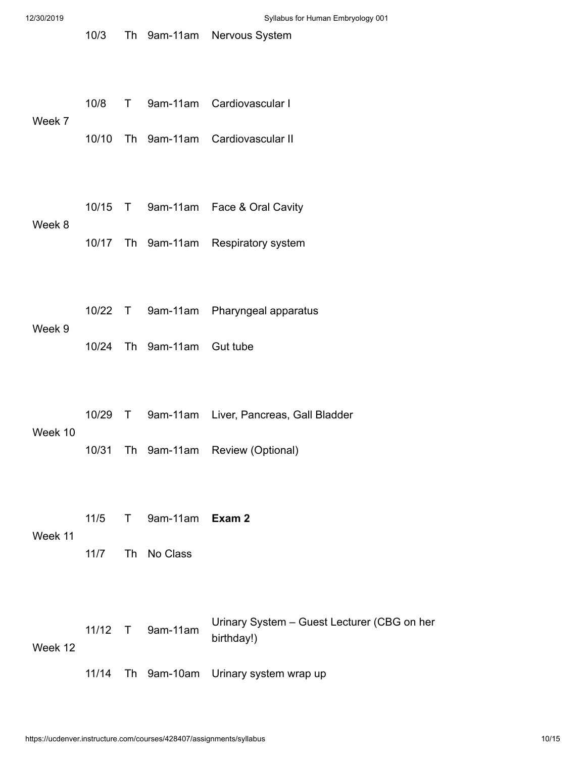| | | | | |
|---|---|---|---|---|
| | 10/3 | Th | 9am-11am | Nervous System |
| Week 7 | 10/8 | T | 9am-11am | Cardiovascular I |
| | 10/10 | Th | 9am-11am | Cardiovascular II |
| Week 8 | 10/15 | T | 9am-11am | Face & Oral Cavity |
| | 10/17 | Th | 9am-11am | Respiratory system |
| Week 9 | 10/22 | T | 9am-11am | Pharyngeal apparatus |
| | 10/24 | Th | 9am-11am | Gut tube |
| Week 10 | 10/29 | T | 9am-11am | Liver, Pancreas, Gall Bladder |
| | 10/31 | Th | 9am-11am | Review (Optional) |
| Week 11 | 11/5 | T | 9am-11am | **Exam 2** |
| | 11/7 | Th | No Class | |
| Week 12 | 11/12 | T | 9am-11am | Urinary System – Guest Lecturer (CBG on her birthday!) |
| | 11/14 | Th | 9am-10am | Urinary system wrap up |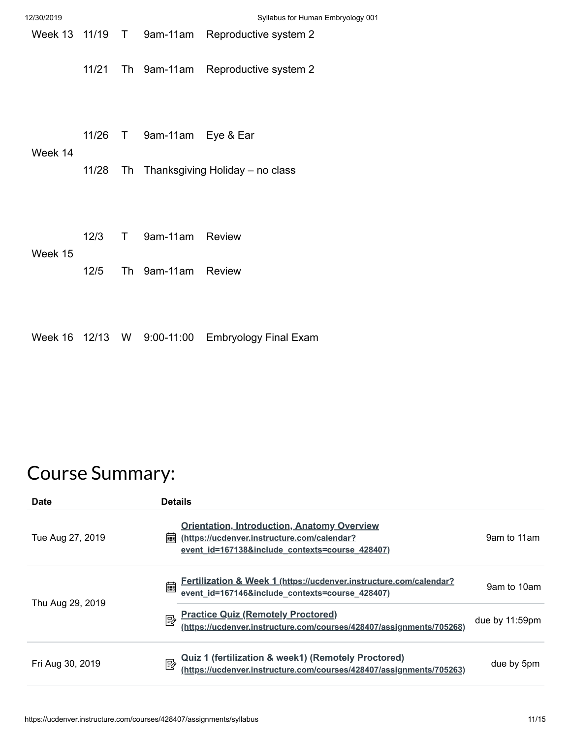| Week | Date | Day | Time | Topic |
| --- | --- | --- | --- | --- |
| Week 13 | 11/19 | T | 9am-11am | Reproductive system 2 |
| | 11/21 | Th | 9am-11am | Reproductive system 2 |
| Week 14 | 11/26 | T | 9am-11am | Eye & Ear |
| | 11/28 | Th | Thanksgiving Holiday – no class | |
| Week 15 | 12/3 | T | 9am-11am | Review |
| | 12/5 | Th | 9am-11am | Review |
| Week 16 | 12/13 | W | 9:00-11:00 | Embryology Final Exam |

# Course Summary:

| Date | Details | |
| --- | --- | --- |
| Tue Aug 27, 2019 | [Orientation, Introduction, Anatomy Overview (https://ucdenver.instructure.com/calendar?event_id=167138&include_contexts=course_428407)](https://ucdenver.instructure.com/calendar?event_id=167138&include_contexts=course_428407) | 9am to 11am |
| Thu Aug 29, 2019 | [Fertilization & Week 1 (https://ucdenver.instructure.com/calendar?event_id=167146&include_contexts=course_428407)](https://ucdenver.instructure.com/calendar?event_id=167146&include_contexts=course_428407) | 9am to 10am |
| | [Practice Quiz (Remotely Proctored) (https://ucdenver.instructure.com/courses/428407/assignments/705268)](https://ucdenver.instructure.com/courses/428407/assignments/705268) | due by 11:59pm |
| Fri Aug 30, 2019 | [Quiz 1 (fertilization & week1) (Remotely Proctored) (https://ucdenver.instructure.com/courses/428407/assignments/705263)](https://ucdenver.instructure.com/courses/428407/assignments/705263) | due by 5pm |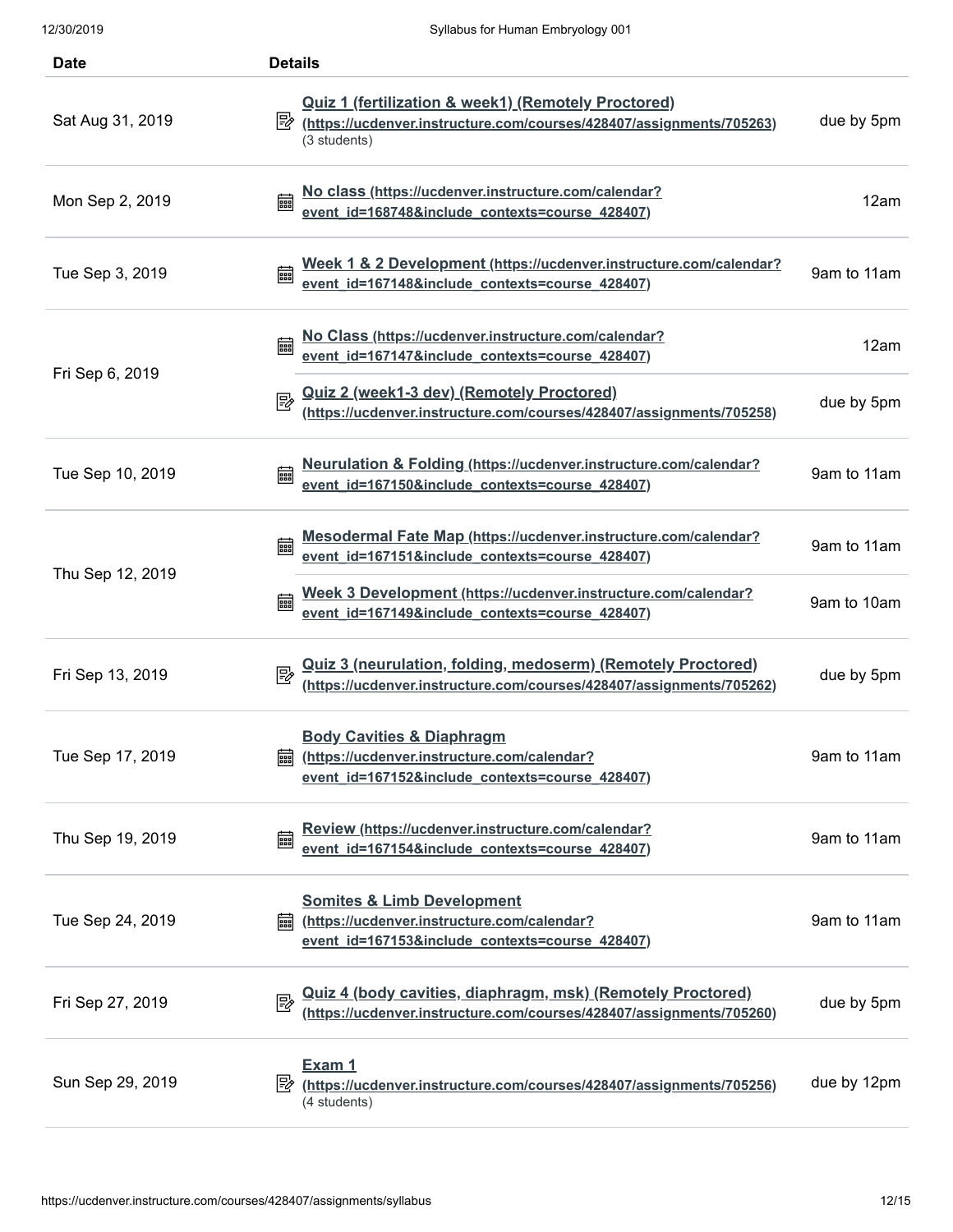| Date | Details | |
|---|---|---|
| Sat Aug 31, 2019 | Quiz 1 (fertilization & week1) (Remotely Proctored) (https://ucdenver.instructure.com/courses/428407/assignments/705263) (3 students) | due by 5pm |
| Mon Sep 2, 2019 | No class (https://ucdenver.instructure.com/calendar?event_id=168748&include_contexts=course_428407) | 12am |
| Tue Sep 3, 2019 | Week 1 & 2 Development (https://ucdenver.instructure.com/calendar?event_id=167148&include_contexts=course_428407) | 9am to 11am |
| Fri Sep 6, 2019 | No Class (https://ucdenver.instructure.com/calendar?event_id=167147&include_contexts=course_428407) | 12am |
| | Quiz 2 (week1-3 dev) (Remotely Proctored) (https://ucdenver.instructure.com/courses/428407/assignments/705258) | due by 5pm |
| Tue Sep 10, 2019 | Neurulation & Folding (https://ucdenver.instructure.com/calendar?event_id=167150&include_contexts=course_428407) | 9am to 11am |
| Thu Sep 12, 2019 | Mesodermal Fate Map (https://ucdenver.instructure.com/calendar?event_id=167151&include_contexts=course_428407) | 9am to 11am |
| | Week 3 Development (https://ucdenver.instructure.com/calendar?event_id=167149&include_contexts=course_428407) | 9am to 10am |
| Fri Sep 13, 2019 | Quiz 3 (neurulation, folding, medoserm) (Remotely Proctored) (https://ucdenver.instructure.com/courses/428407/assignments/705262) | due by 5pm |
| Tue Sep 17, 2019 | Body Cavities & Diaphragm (https://ucdenver.instructure.com/calendar?event_id=167152&include_contexts=course_428407) | 9am to 11am |
| Thu Sep 19, 2019 | Review (https://ucdenver.instructure.com/calendar?event_id=167154&include_contexts=course_428407) | 9am to 11am |
| Tue Sep 24, 2019 | Somites & Limb Development (https://ucdenver.instructure.com/calendar?event_id=167153&include_contexts=course_428407) | 9am to 11am |
| Fri Sep 27, 2019 | Quiz 4 (body cavities, diaphragm, msk) (Remotely Proctored) (https://ucdenver.instructure.com/courses/428407/assignments/705260) | due by 5pm |
| Sun Sep 29, 2019 | Exam 1 (https://ucdenver.instructure.com/courses/428407/assignments/705256) (4 students) | due by 12pm |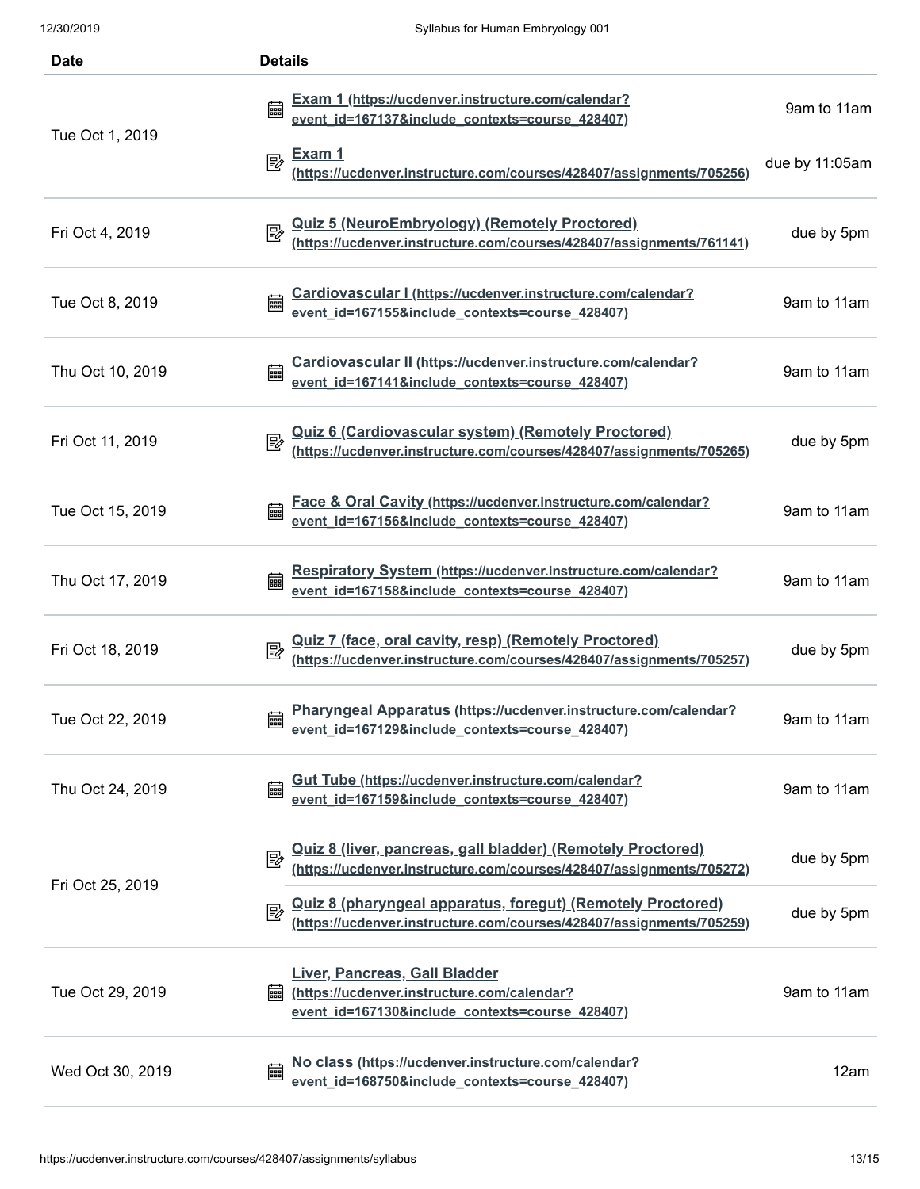| Date | Details | |
|---|---|---|
| Tue Oct 1, 2019 | Exam 1 (https://ucdenver.instructure.com/calendar?event_id=167137&include_contexts=course_428407) | 9am to 11am |
| | Exam 1 (https://ucdenver.instructure.com/courses/428407/assignments/705256) | due by 11:05am |
| Fri Oct 4, 2019 | Quiz 5 (NeuroEmbryology) (Remotely Proctored) (https://ucdenver.instructure.com/courses/428407/assignments/761141) | due by 5pm |
| Tue Oct 8, 2019 | Cardiovascular I (https://ucdenver.instructure.com/calendar?event_id=167155&include_contexts=course_428407) | 9am to 11am |
| Thu Oct 10, 2019 | Cardiovascular II (https://ucdenver.instructure.com/calendar?event_id=167141&include_contexts=course_428407) | 9am to 11am |
| Fri Oct 11, 2019 | Quiz 6 (Cardiovascular system) (Remotely Proctored) (https://ucdenver.instructure.com/courses/428407/assignments/705265) | due by 5pm |
| Tue Oct 15, 2019 | Face & Oral Cavity (https://ucdenver.instructure.com/calendar?event_id=167156&include_contexts=course_428407) | 9am to 11am |
| Thu Oct 17, 2019 | Respiratory System (https://ucdenver.instructure.com/calendar?event_id=167158&include_contexts=course_428407) | 9am to 11am |
| Fri Oct 18, 2019 | Quiz 7 (face, oral cavity, resp) (Remotely Proctored) (https://ucdenver.instructure.com/courses/428407/assignments/705257) | due by 5pm |
| Tue Oct 22, 2019 | Pharyngeal Apparatus (https://ucdenver.instructure.com/calendar?event_id=167129&include_contexts=course_428407) | 9am to 11am |
| Thu Oct 24, 2019 | Gut Tube (https://ucdenver.instructure.com/calendar?event_id=167159&include_contexts=course_428407) | 9am to 11am |
| Fri Oct 25, 2019 | Quiz 8 (liver, pancreas, gall bladder) (Remotely Proctored) (https://ucdenver.instructure.com/courses/428407/assignments/705272) | due by 5pm |
| | Quiz 8 (pharyngeal apparatus, foregut) (Remotely Proctored) (https://ucdenver.instructure.com/courses/428407/assignments/705259) | due by 5pm |
| Tue Oct 29, 2019 | Liver, Pancreas, Gall Bladder (https://ucdenver.instructure.com/calendar?event_id=167130&include_contexts=course_428407) | 9am to 11am |
| Wed Oct 30, 2019 | No class (https://ucdenver.instructure.com/calendar?event_id=168750&include_contexts=course_428407) | 12am |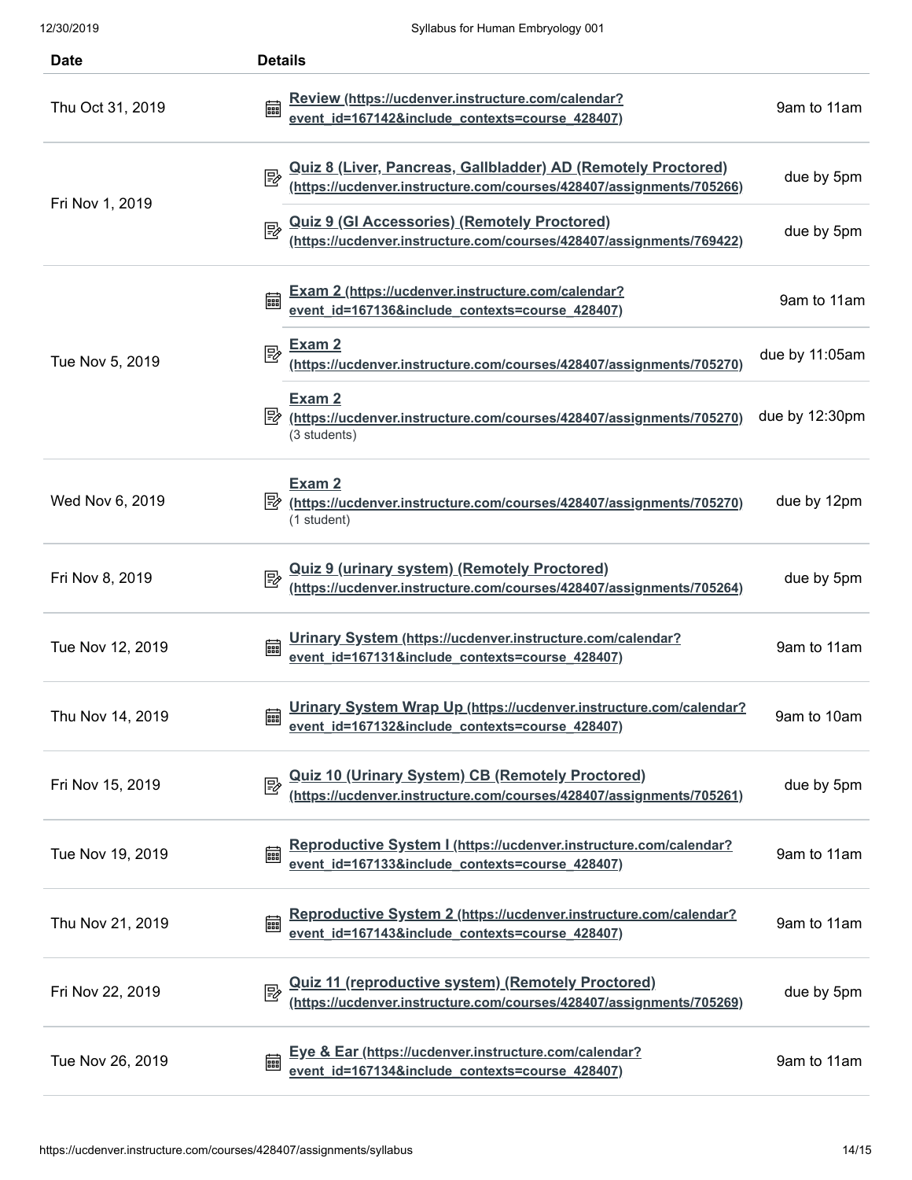| Date | Details | |
|---|---|---|
| Thu Oct 31, 2019 | Review (https://ucdenver.instructure.com/calendar?event_id=167142&include_contexts=course_428407) | 9am to 11am |
| Fri Nov 1, 2019 | Quiz 8 (Liver, Pancreas, Gallbladder) AD (Remotely Proctored) (https://ucdenver.instructure.com/courses/428407/assignments/705266) | due by 5pm |
| | Quiz 9 (GI Accessories) (Remotely Proctored) (https://ucdenver.instructure.com/courses/428407/assignments/769422) | due by 5pm |
| Tue Nov 5, 2019 | Exam 2 (https://ucdenver.instructure.com/calendar?event_id=167136&include_contexts=course_428407) | 9am to 11am |
| | Exam 2 (https://ucdenver.instructure.com/courses/428407/assignments/705270) | due by 11:05am |
| | Exam 2 (https://ucdenver.instructure.com/courses/428407/assignments/705270) (3 students) | due by 12:30pm |
| Wed Nov 6, 2019 | Exam 2 (https://ucdenver.instructure.com/courses/428407/assignments/705270) (1 student) | due by 12pm |
| Fri Nov 8, 2019 | Quiz 9 (urinary system) (Remotely Proctored) (https://ucdenver.instructure.com/courses/428407/assignments/705264) | due by 5pm |
| Tue Nov 12, 2019 | Urinary System (https://ucdenver.instructure.com/calendar?event_id=167131&include_contexts=course_428407) | 9am to 11am |
| Thu Nov 14, 2019 | Urinary System Wrap Up (https://ucdenver.instructure.com/calendar?event_id=167132&include_contexts=course_428407) | 9am to 10am |
| Fri Nov 15, 2019 | Quiz 10 (Urinary System) CB (Remotely Proctored) (https://ucdenver.instructure.com/courses/428407/assignments/705261) | due by 5pm |
| Tue Nov 19, 2019 | Reproductive System I (https://ucdenver.instructure.com/calendar?event_id=167133&include_contexts=course_428407) | 9am to 11am |
| Thu Nov 21, 2019 | Reproductive System 2 (https://ucdenver.instructure.com/calendar?event_id=167143&include_contexts=course_428407) | 9am to 11am |
| Fri Nov 22, 2019 | Quiz 11 (reproductive system) (Remotely Proctored) (https://ucdenver.instructure.com/courses/428407/assignments/705269) | due by 5pm |
| Tue Nov 26, 2019 | Eye & Ear (https://ucdenver.instructure.com/calendar?event_id=167134&include_contexts=course_428407) | 9am to 11am |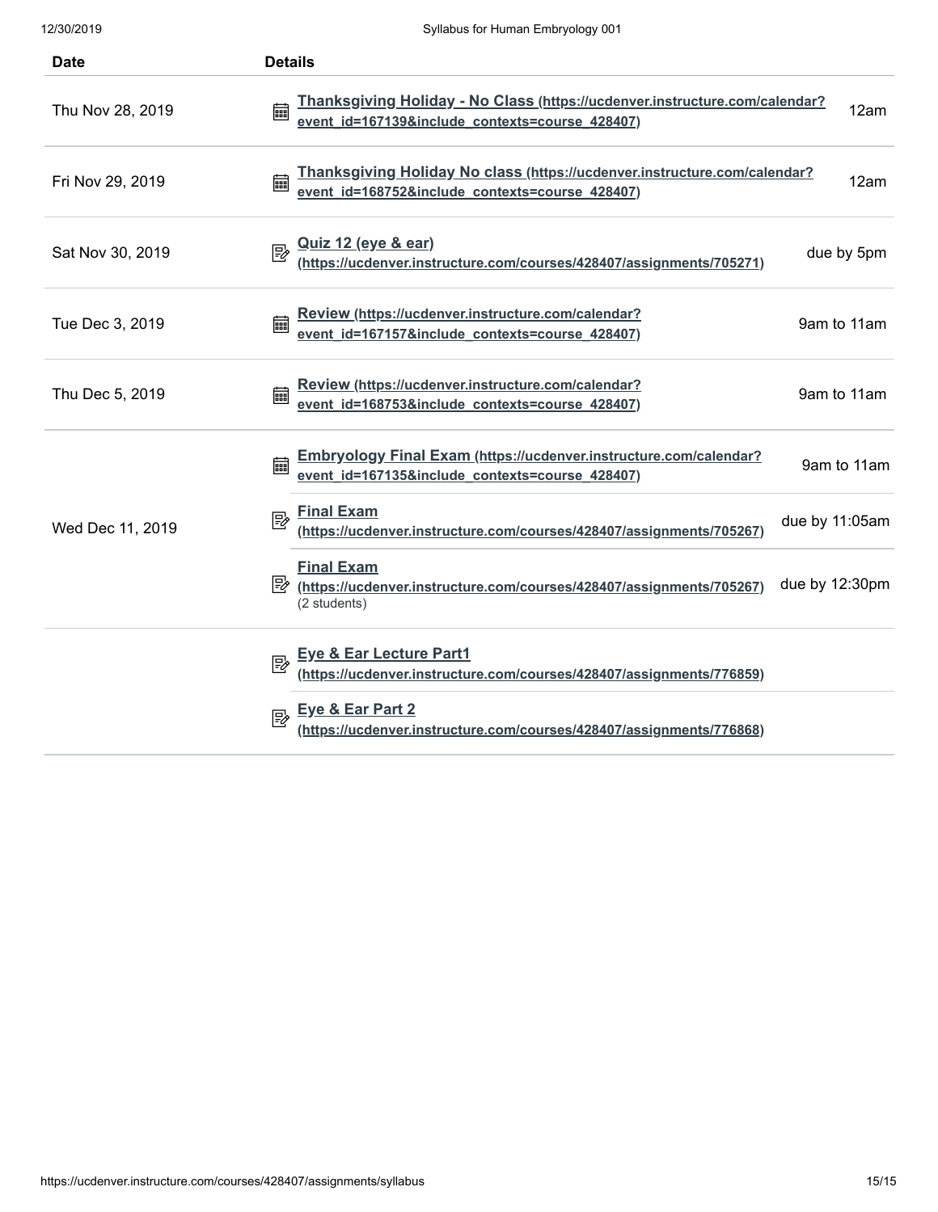| Date | Details | |
|---|---|---|
| Thu Nov 28, 2019 | Thanksgiving Holiday - No Class (https://ucdenver.instructure.com/calendar?event_id=167139&include_contexts=course_428407) | 12am |
| Fri Nov 29, 2019 | Thanksgiving Holiday No class (https://ucdenver.instructure.com/calendar?event_id=168752&include_contexts=course_428407) | 12am |
| Sat Nov 30, 2019 | Quiz 12 (eye & ear) (https://ucdenver.instructure.com/courses/428407/assignments/705271) | due by 5pm |
| Tue Dec 3, 2019 | Review (https://ucdenver.instructure.com/calendar?event_id=167157&include_contexts=course_428407) | 9am to 11am |
| Thu Dec 5, 2019 | Review (https://ucdenver.instructure.com/calendar?event_id=168753&include_contexts=course_428407) | 9am to 11am |
| Wed Dec 11, 2019 | Embryology Final Exam (https://ucdenver.instructure.com/calendar?event_id=167135&include_contexts=course_428407) | 9am to 11am |
| | Final Exam (https://ucdenver.instructure.com/courses/428407/assignments/705267) | due by 11:05am |
| | Final Exam (https://ucdenver.instructure.com/courses/428407/assignments/705267) (2 students) | due by 12:30pm |
| | Eye & Ear Lecture Part1 (https://ucdenver.instructure.com/courses/428407/assignments/776859) | |
| | Eye & Ear Part 2 (https://ucdenver.instructure.com/courses/428407/assignments/776868) | |